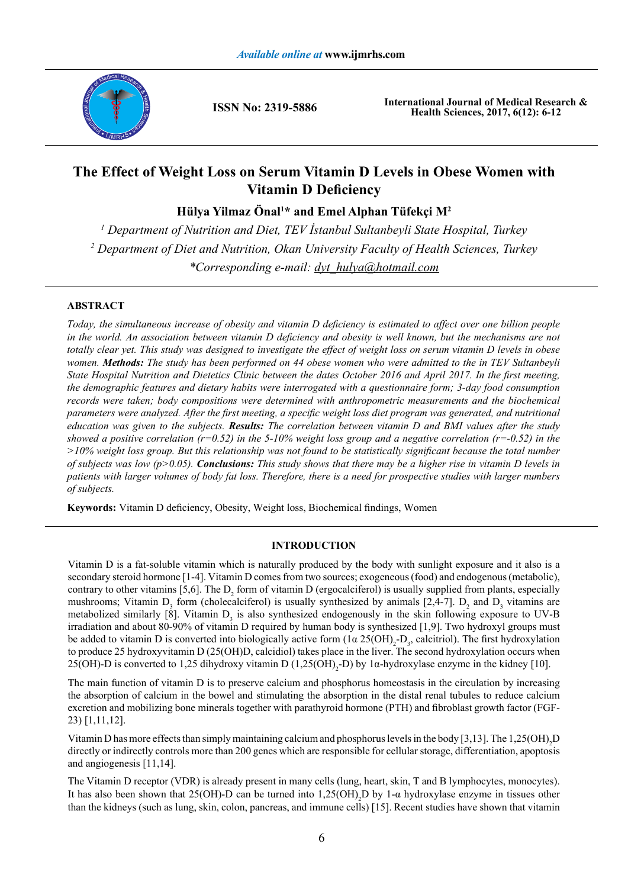# The Effect of Weight Loss on Serum Vitamin D Levels in Obese Women with Vitamin D Deficiency

**Hülya Yilmaz Önal[1]\* and Emel Alphan Tüfekçi M[2]**

*[1] Department of Nutrition and Diet, TEV İstanbul Sultanbeyli State Hospital, Turkey*

*[2] Department of Diet and Nutrition, Okan University Faculty of Health Sciences, Turkey*

*\*Corresponding e-mail: dyt_hulya@hotmail.com*

## ABSTRACT

*Today, the simultaneous increase of obesity and vitamin D deficiency is estimated to affect over one billion people in the world. An association between vitamin D deficiency and obesity is well known, but the mechanisms are not totally clear yet. This study was designed to investigate the effect of weight loss on serum vitamin D levels in obese women.* ***Methods:*** *The study has been performed on 44 obese women who were admitted to the in TEV Sultanbeyli State Hospital Nutrition and Dietetics Clinic between the dates October 2016 and April 2017. In the first meeting, the demographic features and dietary habits were interrogated with a questionnaire form; 3-day food consumption records were taken; body compositions were determined with anthropometric measurements and the biochemical parameters were analyzed. After the first meeting, a specific weight loss diet program was generated, and nutritional education was given to the subjects.* ***Results:*** *The correlation between vitamin D and BMI values after the study showed a positive correlation ($r=0.52$) in the 5-10% weight loss group and a negative correlation ($r=-0.52$) in the >10% weight loss group. But this relationship was not found to be statistically significant because the total number of subjects was low ($p>0.05$).* ***Conclusions:*** *This study shows that there may be a higher rise in vitamin D levels in patients with larger volumes of body fat loss. Therefore, there is a need for prospective studies with larger numbers of subjects.*

**Keywords:** Vitamin D deficiency, Obesity, Weight loss, Biochemical findings, Women

## INTRODUCTION

Vitamin D is a fat-soluble vitamin which is naturally produced by the body with sunlight exposure and it also is a secondary steroid hormone [1-4]. Vitamin D comes from two sources; exogeneous (food) and endogenous (metabolic), contrary to other vitamins [5,6]. The $D_2$ form of vitamin D (ergocalciferol) is usually supplied from plants, especially mushrooms; Vitamin $D_3$ form (cholecalciferol) is usually synthesized by animals [2,4-7]. $D_2$ and $D_3$ vitamins are metabolized similarly [8]. Vitamin $D_3$ is also synthesized endogenously in the skin following exposure to UV-B irradiation and about 80-90% of vitamin D required by human body is synthesized [1,9]. Two hydroxyl groups must be added to vitamin D is converted into biologically active form ($1\alpha$ $25(OH)_2$-$D_3$, calcitriol). The first hydroxylation to produce 25 hydroxyvitamin D (25(OH)D, calcidiol) takes place in the liver. The second hydroxylation occurs when 25(OH)-D is converted to 1,25 dihydroxy vitamin D ($1,25(OH)_2$-D) by 1α-hydroxylase enzyme in the kidney [10].

The main function of vitamin D is to preserve calcium and phosphorus homeostasis in the circulation by increasing the absorption of calcium in the bowel and stimulating the absorption in the distal renal tubules to reduce calcium excretion and mobilizing bone minerals together with parathyroid hormone (PTH) and fibroblast growth factor (FGF-23) [1,11,12].

Vitamin D has more effects than simply maintaining calcium and phosphorus levels in the body [3,13]. The $1,25(OH)_2D$ directly or indirectly controls more than 200 genes which are responsible for cellular storage, differentiation, apoptosis and angiogenesis [11,14].

The Vitamin D receptor (VDR) is already present in many cells (lung, heart, skin, T and B lymphocytes, monocytes). It has also been shown that 25(OH)-D can be turned into $1,25(OH)_2D$ by 1-α hydroxylase enzyme in tissues other than the kidneys (such as lung, skin, colon, pancreas, and immune cells) [15]. Recent studies have shown that vitamin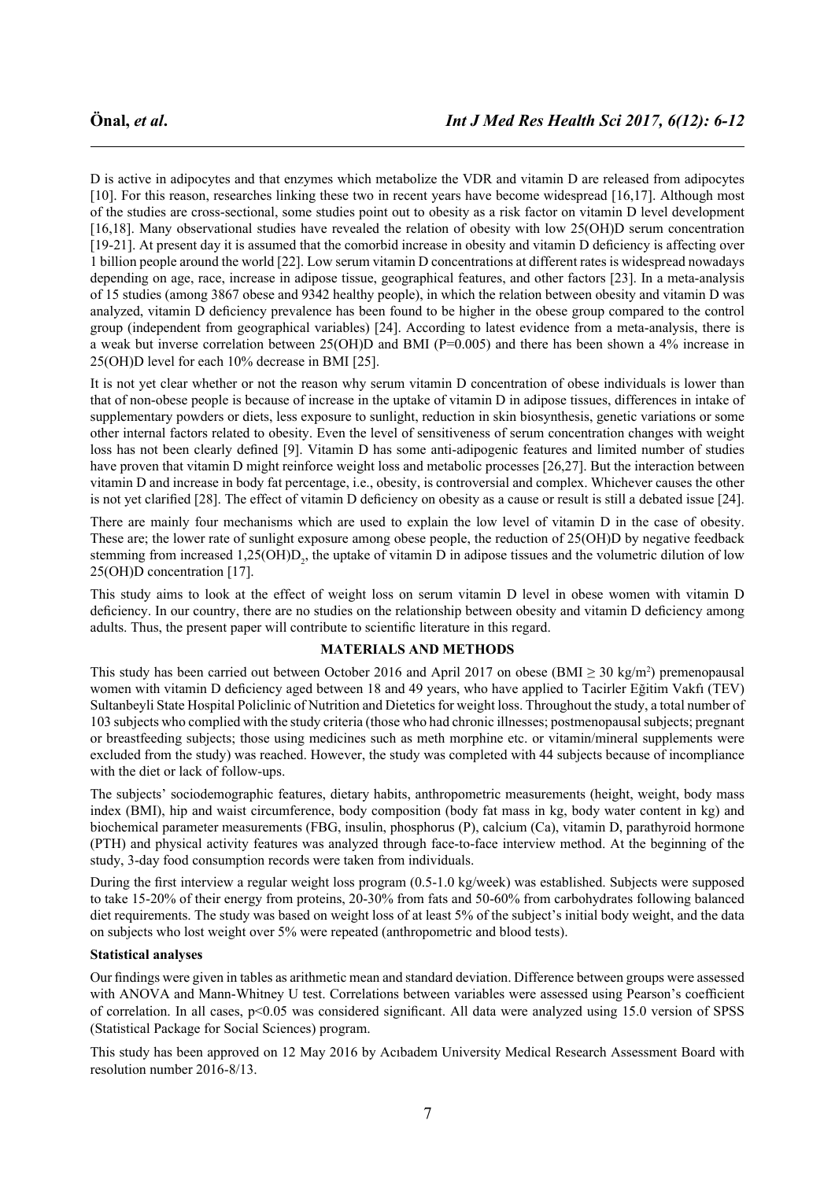D is active in adipocytes and that enzymes which metabolize the VDR and vitamin D are released from adipocytes [10]. For this reason, researches linking these two in recent years have become widespread [16,17]. Although most of the studies are cross-sectional, some studies point out to obesity as a risk factor on vitamin D level development [16,18]. Many observational studies have revealed the relation of obesity with low 25(OH)D serum concentration [19-21]. At present day it is assumed that the comorbid increase in obesity and vitamin D deficiency is affecting over 1 billion people around the world [22]. Low serum vitamin D concentrations at different rates is widespread nowadays depending on age, race, increase in adipose tissue, geographical features, and other factors [23]. In a meta-analysis of 15 studies (among 3867 obese and 9342 healthy people), in which the relation between obesity and vitamin D was analyzed, vitamin D deficiency prevalence has been found to be higher in the obese group compared to the control group (independent from geographical variables) [24]. According to latest evidence from a meta-analysis, there is a weak but inverse correlation between 25(OH)D and BMI (P=0.005) and there has been shown a 4% increase in 25(OH)D level for each 10% decrease in BMI [25].

It is not yet clear whether or not the reason why serum vitamin D concentration of obese individuals is lower than that of non-obese people is because of increase in the uptake of vitamin D in adipose tissues, differences in intake of supplementary powders or diets, less exposure to sunlight, reduction in skin biosynthesis, genetic variations or some other internal factors related to obesity. Even the level of sensitiveness of serum concentration changes with weight loss has not been clearly defined [9]. Vitamin D has some anti-adipogenic features and limited number of studies have proven that vitamin D might reinforce weight loss and metabolic processes [26,27]. But the interaction between vitamin D and increase in body fat percentage, i.e., obesity, is controversial and complex. Whichever causes the other is not yet clarified [28]. The effect of vitamin D deficiency on obesity as a cause or result is still a debated issue [24].

There are mainly four mechanisms which are used to explain the low level of vitamin D in the case of obesity. These are; the lower rate of sunlight exposure among obese people, the reduction of 25(OH)D by negative feedback stemming from increased $1,25(OH)D_2$, the uptake of vitamin D in adipose tissues and the volumetric dilution of low 25(OH)D concentration [17].

This study aims to look at the effect of weight loss on serum vitamin D level in obese women with vitamin D deficiency. In our country, there are no studies on the relationship between obesity and vitamin D deficiency among adults. Thus, the present paper will contribute to scientific literature in this regard.

## MATERIALS AND METHODS

This study has been carried out between October 2016 and April 2017 on obese (BMI $\geq$ 30 kg/m$^2$) premenopausal women with vitamin D deficiency aged between 18 and 49 years, who have applied to Tacirler Eğitim Vakfı (TEV) Sultanbeyli State Hospital Policlinic of Nutrition and Dietetics for weight loss. Throughout the study, a total number of 103 subjects who complied with the study criteria (those who had chronic illnesses; postmenopausal subjects; pregnant or breastfeeding subjects; those using medicines such as meth morphine etc. or vitamin/mineral supplements were excluded from the study) was reached. However, the study was completed with 44 subjects because of incompliance with the diet or lack of follow-ups.

The subjects' sociodemographic features, dietary habits, anthropometric measurements (height, weight, body mass index (BMI), hip and waist circumference, body composition (body fat mass in kg, body water content in kg) and biochemical parameter measurements (FBG, insulin, phosphorus (P), calcium (Ca), vitamin D, parathyroid hormone (PTH) and physical activity features was analyzed through face-to-face interview method. At the beginning of the study, 3-day food consumption records were taken from individuals.

During the first interview a regular weight loss program (0.5-1.0 kg/week) was established. Subjects were supposed to take 15-20% of their energy from proteins, 20-30% from fats and 50-60% from carbohydrates following balanced diet requirements. The study was based on weight loss of at least 5% of the subject's initial body weight, and the data on subjects who lost weight over 5% were repeated (anthropometric and blood tests).

### Statistical analyses

Our findings were given in tables as arithmetic mean and standard deviation. Difference between groups were assessed with ANOVA and Mann-Whitney U test. Correlations between variables were assessed using Pearson's coefficient of correlation. In all cases, $p<0.05$ was considered significant. All data were analyzed using 15.0 version of SPSS (Statistical Package for Social Sciences) program.

This study has been approved on 12 May 2016 by Acıbadem University Medical Research Assessment Board with resolution number 2016-8/13.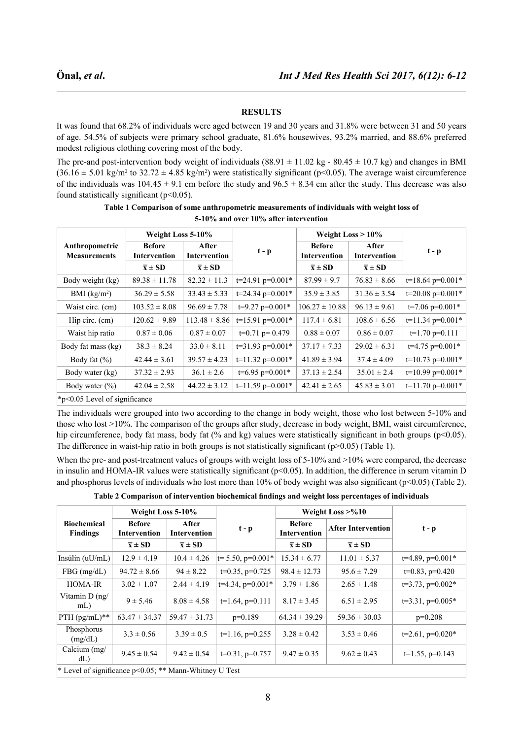## RESULTS

It was found that 68.2% of individuals were aged between 19 and 30 years and 31.8% were between 31 and 50 years of age. 54.5% of subjects were primary school graduate, 81.6% housewives, 93.2% married, and 88.6% preferred modest religious clothing covering most of the body.

The pre-and post-intervention body weight of individuals (88.91 ± 11.02 kg - 80.45 ± 10.7 kg) and changes in BMI (36.16 ± 5.01 kg/m² to 32.72 ± 4.85 kg/m²) were statistically significant ($p<0.05$). The average waist circumference of the individuals was 104.45 ± 9.1 cm before the study and 96.5 ± 8.34 cm after the study. This decrease was also found statistically significant ($p<0.05$).

**Table 1 Comparison of some anthropometric measurements of individuals with weight loss of 5-10% and over 10% after intervention**

| Anthropometric Measurements | Weight Loss 5-10% | | t - p | Weight Loss > 10% | | t - p |
|---|---|---|---|---|---|---|
| | Before Intervention | After Intervention | | Before Intervention | After Intervention | |
| | x̄ ± SD | x̄ ± SD | | x̄ ± SD | x̄ ± SD | |
| Body weight (kg) | 89.38 ± 11.78 | 82.32 ± 11.3 | t=24.91 p=0.001* | 87.99 ± 9.7 | 76.83 ± 8.66 | t=18.64 p=0.001* |
| BMI (kg/m²) | 36.29 ± 5.58 | 33.43 ± 5.33 | t=24.34 p=0.001* | 35.9 ± 3.85 | 31.36 ± 3.54 | t=20.08 p=0.001* |
| Waist circ. (cm) | 103.52 ± 8.08 | 96.69 ± 7.78 | t=9.27 p=0.001* | 106.27 ± 10.88 | 96.13 ± 9.61 | t=7.06 p=0.001* |
| Hip circ. (cm) | 120.62 ± 9.89 | 113.48 ± 8.86 | t=15.91 p=0.001* | 117.4 ± 6.81 | 108.6 ± 6.56 | t=11.34 p=0.001* |
| Waist hip ratio | 0.87 ± 0.06 | 0.87 ± 0.07 | t=0.71 p= 0.479 | 0.88 ± 0.07 | 0.86 ± 0.07 | t=1.70 p=0.111 |
| Body fat mass (kg) | 38.3 ± 8.24 | 33.0 ± 8.11 | t=31.93 p=0.001* | 37.17 ± 7.33 | 29.02 ± 6.31 | t=4.75 p=0.001* |
| Body fat (%) | 42.44 ± 3.61 | 39.57 ± 4.23 | t=11.32 p=0.001* | 41.89 ± 3.94 | 37.4 ± 4.09 | t=10.73 p=0.001* |
| Body water (kg) | 37.32 ± 2.93 | 36.1 ± 2.6 | t=6.95 p=0.001* | 37.13 ± 2.54 | 35.01 ± 2.4 | t=10.99 p=0.001* |
| Body water (%) | 42.04 ± 2.58 | 44.22 ± 3.12 | t=11.59 p=0.001* | 42.41 ± 2.65 | 45.83 ± 3.01 | t=11.70 p=0.001* |

*p<0.05 Level of significance

The individuals were grouped into two according to the change in body weight, those who lost between 5-10% and those who lost >10%. The comparison of the groups after study, decrease in body weight, BMI, waist circumference, hip circumference, body fat mass, body fat (% and kg) values were statistically significant in both groups ($p<0.05$). The difference in waist-hip ratio in both groups is not statistically significant ($p>0.05$) (Table 1).

When the pre- and post-treatment values of groups with weight loss of 5-10% and >10% were compared, the decrease in insulin and HOMA-IR values were statistically significant ($p<0.05$). In addition, the difference in serum vitamin D and phosphorus levels of individuals who lost more than 10% of body weight was also significant ($p<0.05$) (Table 2).

**Table 2 Comparison of intervention biochemical findings and weight loss percentages of individuals**

| Biochemical Findings | Weight Loss 5-10% | | t - p | Weight Loss >%10 | | t - p |
|---|---|---|---|---|---|---|
| | Before Intervention | After Intervention | | Before Intervention | After Intervention | |
| | x̄ ± SD | x̄ ± SD | | x̄ ± SD | x̄ ± SD | |
| Insülin (uU/mL) | 12.9 ± 4.19 | 10.4 ± 4.26 | t= 5.50, p=0.001* | 15.34 ± 6.77 | 11.01 ± 5.37 | t=4.89, p=0.001* |
| FBG (mg/dL) | 94.72 ± 8.66 | 94 ± 8.22 | t=0.35, p=0.725 | 98.4 ± 12.73 | 95.6 ± 7.29 | t=0.83, p=0.420 |
| HOMA-IR | 3.02 ± 1.07 | 2.44 ± 4.19 | t=4.34, p=0.001* | 3.79 ± 1.86 | 2.65 ± 1.48 | t=3.73, p=0.002* |
| Vitamin D (ng/mL) | 9 ± 5.46 | 8.08 ± 4.58 | t=1.64, p=0.111 | 8.17 ± 3.45 | 6.51 ± 2.95 | t=3.31, p=0.005* |
| PTH (pg/mL)** | 63.47 ± 34.37 | 59.47 ± 31.73 | p=0.189 | 64.34 ± 39.29 | 59.36 ± 30.03 | p=0.208 |
| Phosphorus (mg/dL) | 3.3 ± 0.56 | 3.39 ± 0.5 | t=1.16, p=0.255 | 3.28 ± 0.42 | 3.53 ± 0.46 | t=2.61, p=0.020* |
| Calcium (mg/dL) | 9.45 ± 0.54 | 9.42 ± 0.54 | t=0.31, p=0.757 | 9.47 ± 0.35 | 9.62 ± 0.43 | t=1.55, p=0.143 |

* Level of significance p<0.05; ** Mann-Whitney U Test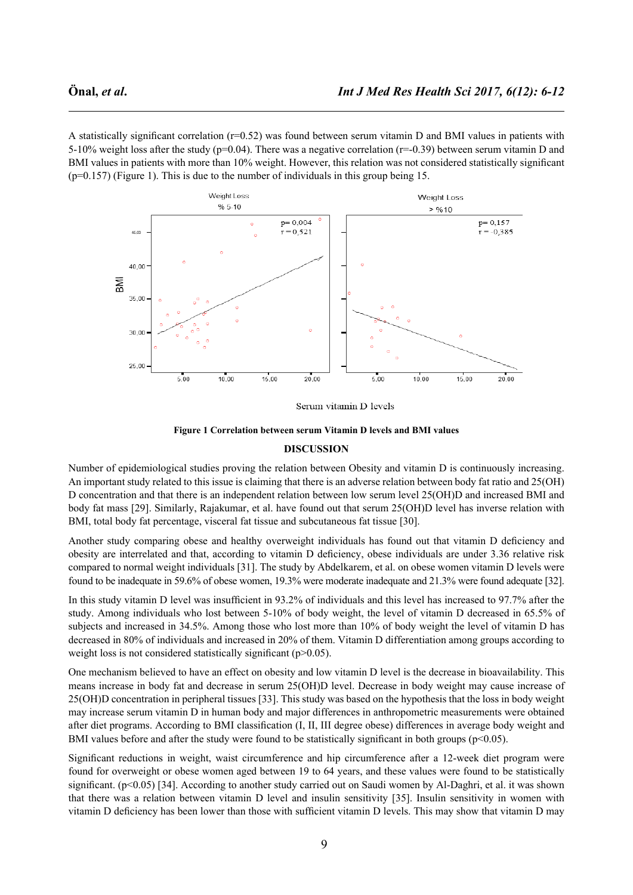A statistically significant correlation (r=0.52) was found between serum vitamin D and BMI values in patients with 5-10% weight loss after the study (p=0.04). There was a negative correlation (r=-0.39) between serum vitamin D and BMI values in patients with more than 10% weight. However, this relation was not considered statistically significant (p=0.157) (Figure 1). This is due to the number of individuals in this group being 15.

**Figure 1 Correlation between serum Vitamin D levels and BMI values**

## DISCUSSION

Number of epidemiological studies proving the relation between Obesity and vitamin D is continuously increasing. An important study related to this issue is claiming that there is an adverse relation between body fat ratio and 25(OH) D concentration and that there is an independent relation between low serum level 25(OH)D and increased BMI and body fat mass [29]. Similarly, Rajakumar, et al. have found out that serum 25(OH)D level has inverse relation with BMI, total body fat percentage, visceral fat tissue and subcutaneous fat tissue [30].

Another study comparing obese and healthy overweight individuals has found out that vitamin D deficiency and obesity are interrelated and that, according to vitamin D deficiency, obese individuals are under 3.36 relative risk compared to normal weight individuals [31]. The study by Abdelkarem, et al. on obese women vitamin D levels were found to be inadequate in 59.6% of obese women, 19.3% were moderate inadequate and 21.3% were found adequate [32].

In this study vitamin D level was insufficient in 93.2% of individuals and this level has increased to 97.7% after the study. Among individuals who lost between 5-10% of body weight, the level of vitamin D decreased in 65.5% of subjects and increased in 34.5%. Among those who lost more than 10% of body weight the level of vitamin D has decreased in 80% of individuals and increased in 20% of them. Vitamin D differentiation among groups according to weight loss is not considered statistically significant (p>0.05).

One mechanism believed to have an effect on obesity and low vitamin D level is the decrease in bioavailability. This means increase in body fat and decrease in serum 25(OH)D level. Decrease in body weight may cause increase of 25(OH)D concentration in peripheral tissues [33]. This study was based on the hypothesis that the loss in body weight may increase serum vitamin D in human body and major differences in anthropometric measurements were obtained after diet programs. According to BMI classification (I, II, III degree obese) differences in average body weight and BMI values before and after the study were found to be statistically significant in both groups (p<0.05).

Significant reductions in weight, waist circumference and hip circumference after a 12-week diet program were found for overweight or obese women aged between 19 to 64 years, and these values were found to be statistically significant. (p<0.05) [34]. According to another study carried out on Saudi women by Al-Daghri, et al. it was shown that there was a relation between vitamin D level and insulin sensitivity [35]. Insulin sensitivity in women with vitamin D deficiency has been lower than those with sufficient vitamin D levels. This may show that vitamin D may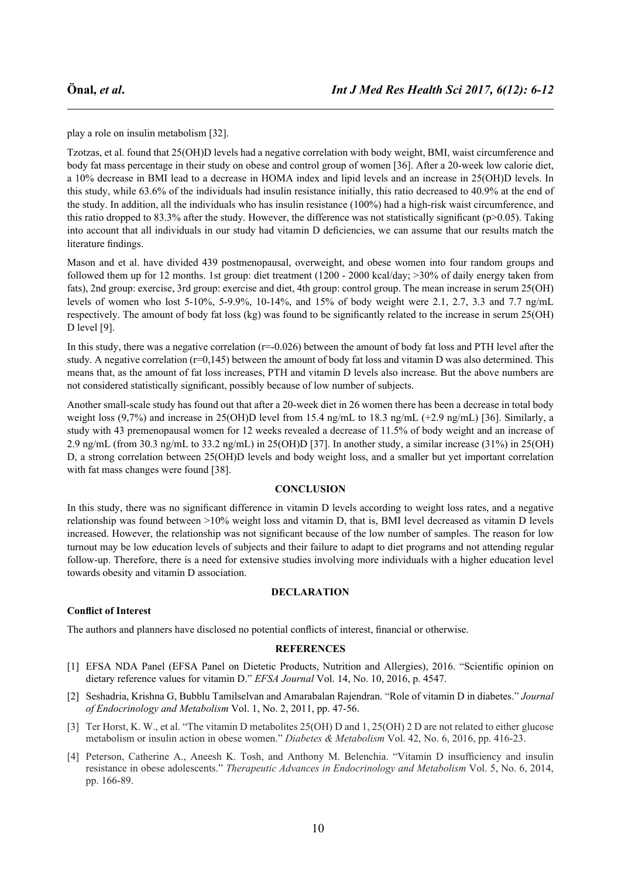play a role on insulin metabolism [32].

Tzotzas, et al. found that 25(OH)D levels had a negative correlation with body weight, BMI, waist circumference and body fat mass percentage in their study on obese and control group of women [36]. After a 20-week low calorie diet, a 10% decrease in BMI lead to a decrease in HOMA index and lipid levels and an increase in 25(OH)D levels. In this study, while 63.6% of the individuals had insulin resistance initially, this ratio decreased to 40.9% at the end of the study. In addition, all the individuals who has insulin resistance (100%) had a high-risk waist circumference, and this ratio dropped to 83.3% after the study. However, the difference was not statistically significant ($p>0.05$). Taking into account that all individuals in our study had vitamin D deficiencies, we can assume that our results match the literature findings.

Mason and et al. have divided 439 postmenopausal, overweight, and obese women into four random groups and followed them up for 12 months. 1st group: diet treatment (1200 - 2000 kcal/day; >30% of daily energy taken from fats), 2nd group: exercise, 3rd group: exercise and diet, 4th group: control group. The mean increase in serum 25(OH) levels of women who lost 5-10%, 5-9.9%, 10-14%, and 15% of body weight were 2.1, 2.7, 3.3 and 7.7 ng/mL respectively. The amount of body fat loss (kg) was found to be significantly related to the increase in serum 25(OH) D level [9].

In this study, there was a negative correlation ($r=-0.026$) between the amount of body fat loss and PTH level after the study. A negative correlation ($r=0{,}145$) between the amount of body fat loss and vitamin D was also determined. This means that, as the amount of fat loss increases, PTH and vitamin D levels also increase. But the above numbers are not considered statistically significant, possibly because of low number of subjects.

Another small-scale study has found out that after a 20-week diet in 26 women there has been a decrease in total body weight loss (9,7%) and increase in 25(OH)D level from 15.4 ng/mL to 18.3 ng/mL (+2.9 ng/mL) [36]. Similarly, a study with 43 premenopausal women for 12 weeks revealed a decrease of 11.5% of body weight and an increase of 2.9 ng/mL (from 30.3 ng/mL to 33.2 ng/mL) in 25(OH)D [37]. In another study, a similar increase (31%) in 25(OH) D, a strong correlation between 25(OH)D levels and body weight loss, and a smaller but yet important correlation with fat mass changes were found [38].

## CONCLUSION

In this study, there was no significant difference in vitamin D levels according to weight loss rates, and a negative relationship was found between >10% weight loss and vitamin D, that is, BMI level decreased as vitamin D levels increased. However, the relationship was not significant because of the low number of samples. The reason for low turnout may be low education levels of subjects and their failure to adapt to diet programs and not attending regular follow-up. Therefore, there is a need for extensive studies involving more individuals with a higher education level towards obesity and vitamin D association.

## DECLARATION

**Conflict of Interest**

The authors and planners have disclosed no potential conflicts of interest, financial or otherwise.

## REFERENCES

[1] EFSA NDA Panel (EFSA Panel on Dietetic Products, Nutrition and Allergies), 2016. "Scientific opinion on dietary reference values for vitamin D." *EFSA Journal* Vol. 14, No. 10, 2016, p. 4547.

[2] Seshadria, Krishna G, Bubblu Tamilselvan and Amarabalan Rajendran. "Role of vitamin D in diabetes." *Journal of Endocrinology and Metabolism* Vol. 1, No. 2, 2011, pp. 47-56.

[3] Ter Horst, K. W., et al. "The vitamin D metabolites 25(OH) D and 1, 25(OH) 2 D are not related to either glucose metabolism or insulin action in obese women." *Diabetes & Metabolism* Vol. 42, No. 6, 2016, pp. 416-23.

[4] Peterson, Catherine A., Aneesh K. Tosh, and Anthony M. Belenchia. "Vitamin D insufficiency and insulin resistance in obese adolescents." *Therapeutic Advances in Endocrinology and Metabolism* Vol. 5, No. 6, 2014, pp. 166-89.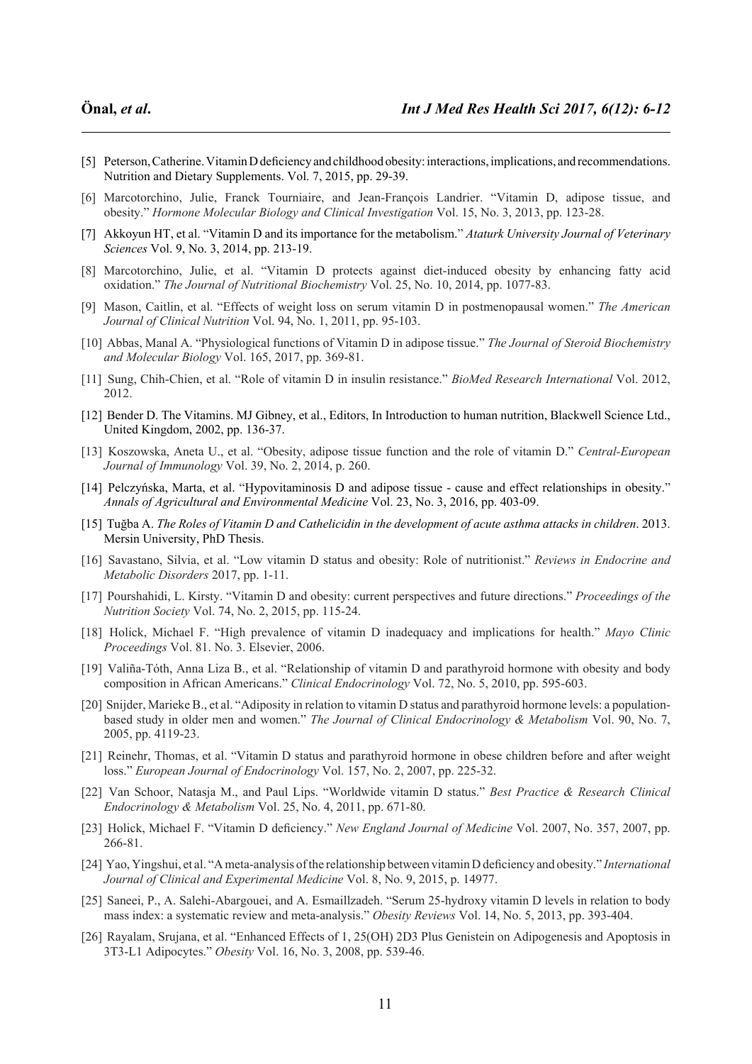[5] Peterson, Catherine. Vitamin D deficiency and childhood obesity: interactions, implications, and recommendations. Nutrition and Dietary Supplements. Vol. 7, 2015, pp. 29-39.

[6] Marcotorchino, Julie, Franck Tourniaire, and Jean-François Landrier. "Vitamin D, adipose tissue, and obesity." *Hormone Molecular Biology and Clinical Investigation* Vol. 15, No. 3, 2013, pp. 123-28.

[7] Akkoyun HT, et al. "Vitamin D and its importance for the metabolism." *Ataturk University Journal of Veterinary Sciences* Vol. 9, No. 3, 2014, pp. 213-19.

[8] Marcotorchino, Julie, et al. "Vitamin D protects against diet-induced obesity by enhancing fatty acid oxidation." *The Journal of Nutritional Biochemistry* Vol. 25, No. 10, 2014, pp. 1077-83.

[9] Mason, Caitlin, et al. "Effects of weight loss on serum vitamin D in postmenopausal women." *The American Journal of Clinical Nutrition* Vol. 94, No. 1, 2011, pp. 95-103.

[10] Abbas, Manal A. "Physiological functions of Vitamin D in adipose tissue." *The Journal of Steroid Biochemistry and Molecular Biology* Vol. 165, 2017, pp. 369-81.

[11] Sung, Chih-Chien, et al. "Role of vitamin D in insulin resistance." *BioMed Research International* Vol. 2012, 2012.

[12] Bender D. The Vitamins. MJ Gibney, et al., Editors, In Introduction to human nutrition, Blackwell Science Ltd., United Kingdom, 2002, pp. 136-37.

[13] Koszowska, Aneta U., et al. "Obesity, adipose tissue function and the role of vitamin D." *Central-European Journal of Immunology* Vol. 39, No. 2, 2014, p. 260.

[14] Pelczyńska, Marta, et al. "Hypovitaminosis D and adipose tissue - cause and effect relationships in obesity." *Annals of Agricultural and Environmental Medicine* Vol. 23, No. 3, 2016, pp. 403-09.

[15] Tuğba A. *The Roles of Vitamin D and Cathelicidin in the development of acute asthma attacks in children*. 2013. Mersin University, PhD Thesis.

[16] Savastano, Silvia, et al. "Low vitamin D status and obesity: Role of nutritionist." *Reviews in Endocrine and Metabolic Disorders* 2017, pp. 1-11.

[17] Pourshahidi, L. Kirsty. "Vitamin D and obesity: current perspectives and future directions." *Proceedings of the Nutrition Society* Vol. 74, No. 2, 2015, pp. 115-24.

[18] Holick, Michael F. "High prevalence of vitamin D inadequacy and implications for health." *Mayo Clinic Proceedings* Vol. 81. No. 3. Elsevier, 2006.

[19] Valiña-Tóth, Anna Liza B., et al. "Relationship of vitamin D and parathyroid hormone with obesity and body composition in African Americans." *Clinical Endocrinology* Vol. 72, No. 5, 2010, pp. 595-603.

[20] Snijder, Marieke B., et al. "Adiposity in relation to vitamin D status and parathyroid hormone levels: a population-based study in older men and women." *The Journal of Clinical Endocrinology & Metabolism* Vol. 90, No. 7, 2005, pp. 4119-23.

[21] Reinehr, Thomas, et al. "Vitamin D status and parathyroid hormone in obese children before and after weight loss." *European Journal of Endocrinology* Vol. 157, No. 2, 2007, pp. 225-32.

[22] Van Schoor, Natasja M., and Paul Lips. "Worldwide vitamin D status." *Best Practice & Research Clinical Endocrinology & Metabolism* Vol. 25, No. 4, 2011, pp. 671-80.

[23] Holick, Michael F. "Vitamin D deficiency." *New England Journal of Medicine* Vol. 2007, No. 357, 2007, pp. 266-81.

[24] Yao, Yingshui, et al. "A meta-analysis of the relationship between vitamin D deficiency and obesity." *International Journal of Clinical and Experimental Medicine* Vol. 8, No. 9, 2015, p. 14977.

[25] Saneei, P., A. Salehi-Abargouei, and A. Esmaillzadeh. "Serum 25-hydroxy vitamin D levels in relation to body mass index: a systematic review and meta-analysis." *Obesity Reviews* Vol. 14, No. 5, 2013, pp. 393-404.

[26] Rayalam, Srujana, et al. "Enhanced Effects of 1, 25(OH) 2D3 Plus Genistein on Adipogenesis and Apoptosis in 3T3-L1 Adipocytes." *Obesity* Vol. 16, No. 3, 2008, pp. 539-46.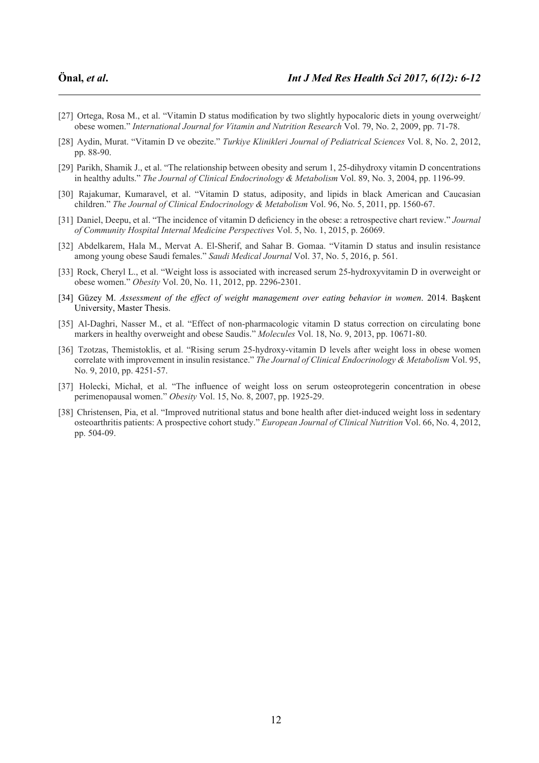[27] Ortega, Rosa M., et al. "Vitamin D status modification by two slightly hypocaloric diets in young overweight/obese women." *International Journal for Vitamin and Nutrition Research* Vol. 79, No. 2, 2009, pp. 71-78.

[28] Aydin, Murat. "Vitamin D ve obezite." *Turkiye Klinikleri Journal of Pediatrical Sciences* Vol. 8, No. 2, 2012, pp. 88-90.

[29] Parikh, Shamik J., et al. "The relationship between obesity and serum 1, 25-dihydroxy vitamin D concentrations in healthy adults." *The Journal of Clinical Endocrinology & Metabolism* Vol. 89, No. 3, 2004, pp. 1196-99.

[30] Rajakumar, Kumaravel, et al. "Vitamin D status, adiposity, and lipids in black American and Caucasian children." *The Journal of Clinical Endocrinology & Metabolism* Vol. 96, No. 5, 2011, pp. 1560-67.

[31] Daniel, Deepu, et al. "The incidence of vitamin D deficiency in the obese: a retrospective chart review." *Journal of Community Hospital Internal Medicine Perspectives* Vol. 5, No. 1, 2015, p. 26069.

[32] Abdelkarem, Hala M., Mervat A. El-Sherif, and Sahar B. Gomaa. "Vitamin D status and insulin resistance among young obese Saudi females." *Saudi Medical Journal* Vol. 37, No. 5, 2016, p. 561.

[33] Rock, Cheryl L., et al. "Weight loss is associated with increased serum 25-hydroxyvitamin D in overweight or obese women." *Obesity* Vol. 20, No. 11, 2012, pp. 2296-2301.

[34] Güzey M. *Assessment of the effect of weight management over eating behavior in women*. 2014. Başkent University, Master Thesis.

[35] Al-Daghri, Nasser M., et al. "Effect of non-pharmacologic vitamin D status correction on circulating bone markers in healthy overweight and obese Saudis." *Molecules* Vol. 18, No. 9, 2013, pp. 10671-80.

[36] Tzotzas, Themistoklis, et al. "Rising serum 25-hydroxy-vitamin D levels after weight loss in obese women correlate with improvement in insulin resistance." *The Journal of Clinical Endocrinology & Metabolism* Vol. 95, No. 9, 2010, pp. 4251-57.

[37] Holecki, Michał, et al. "The influence of weight loss on serum osteoprotegerin concentration in obese perimenopausal women." *Obesity* Vol. 15, No. 8, 2007, pp. 1925-29.

[38] Christensen, Pia, et al. "Improved nutritional status and bone health after diet-induced weight loss in sedentary osteoarthritis patients: A prospective cohort study." *European Journal of Clinical Nutrition* Vol. 66, No. 4, 2012, pp. 504-09.